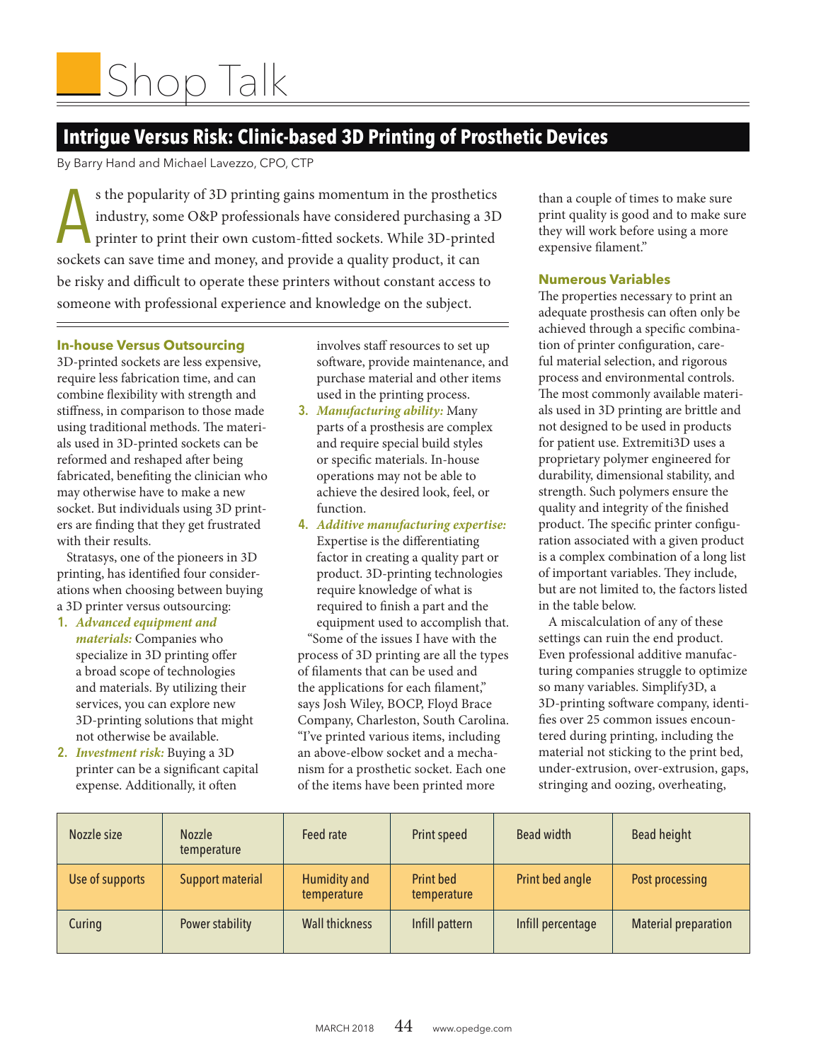# Shop Talk

## Intrigue Versus Risk: Clinic-based 3D Printing of Prosthetic Devices

By Barry Hand and Michael Lavezzo, CPO, CTP

As the popularity of 3D printing gains momentum in the prosthetics industry, some O&P professionals have considered purchasing a 3D printer to print their own custom-fitted sockets. While 3D-printed sockets can save time and money, and provide a quality product, it can be risky and difficult to operate these printers without constant access to someone with professional experience and knowledge on the subject.

### In-house Versus Outsourcing

3D-printed sockets are less expensive, require less fabrication time, and can combine flexibility with strength and stiffness, in comparison to those made using traditional methods. The materials used in 3D-printed sockets can be reformed and reshaped after being fabricated, benefiting the clinician who may otherwise have to make a new socket. But individuals using 3D printers are finding that they get frustrated with their results.

Stratasys, one of the pioneers in 3D printing, has identified four considerations when choosing between buying a 3D printer versus outsourcing:

1. ***Advanced equipment and materials:*** Companies who specialize in 3D printing offer a broad scope of technologies and materials. By utilizing their services, you can explore new 3D-printing solutions that might not otherwise be available.
2. ***Investment risk:*** Buying a 3D printer can be a significant capital expense. Additionally, it often involves staff resources to set up software, provide maintenance, and purchase material and other items used in the printing process.
3. ***Manufacturing ability:*** Many parts of a prosthesis are complex and require special build styles or specific materials. In-house operations may not be able to achieve the desired look, feel, or function.
4. ***Additive manufacturing expertise:*** Expertise is the differentiating factor in creating a quality part or product. 3D-printing technologies require knowledge of what is required to finish a part and the equipment used to accomplish that.

"Some of the issues I have with the process of 3D printing are all the types of filaments that can be used and the applications for each filament," says Josh Wiley, BOCP, Floyd Brace Company, Charleston, South Carolina. "I've printed various items, including an above-elbow socket and a mechanism for a prosthetic socket. Each one of the items have been printed more than a couple of times to make sure print quality is good and to make sure they will work before using a more expensive filament."

### Numerous Variables

The properties necessary to print an adequate prosthesis can often only be achieved through a specific combination of printer configuration, careful material selection, and rigorous process and environmental controls. The most commonly available materials used in 3D printing are brittle and not designed to be used in products for patient use. Extremiti3D uses a proprietary polymer engineered for durability, dimensional stability, and strength. Such polymers ensure the quality and integrity of the finished product. The specific printer configuration associated with a given product is a complex combination of a long list of important variables. They include, but are not limited to, the factors listed in the table below.

A miscalculation of any of these settings can ruin the end product. Even professional additive manufacturing companies struggle to optimize so many variables. Simplify3D, a 3D-printing software company, identifies over 25 common issues encountered during printing, including the material not sticking to the print bed, under-extrusion, over-extrusion, gaps, stringing and oozing, overheating,

| Nozzle size | Nozzle temperature | Feed rate | Print speed | Bead width | Bead height |
|---|---|---|---|---|---|
| Use of supports | Support material | Humidity and temperature | Print bed temperature | Print bed angle | Post processing |
| Curing | Power stability | Wall thickness | Infill pattern | Infill percentage | Material preparation |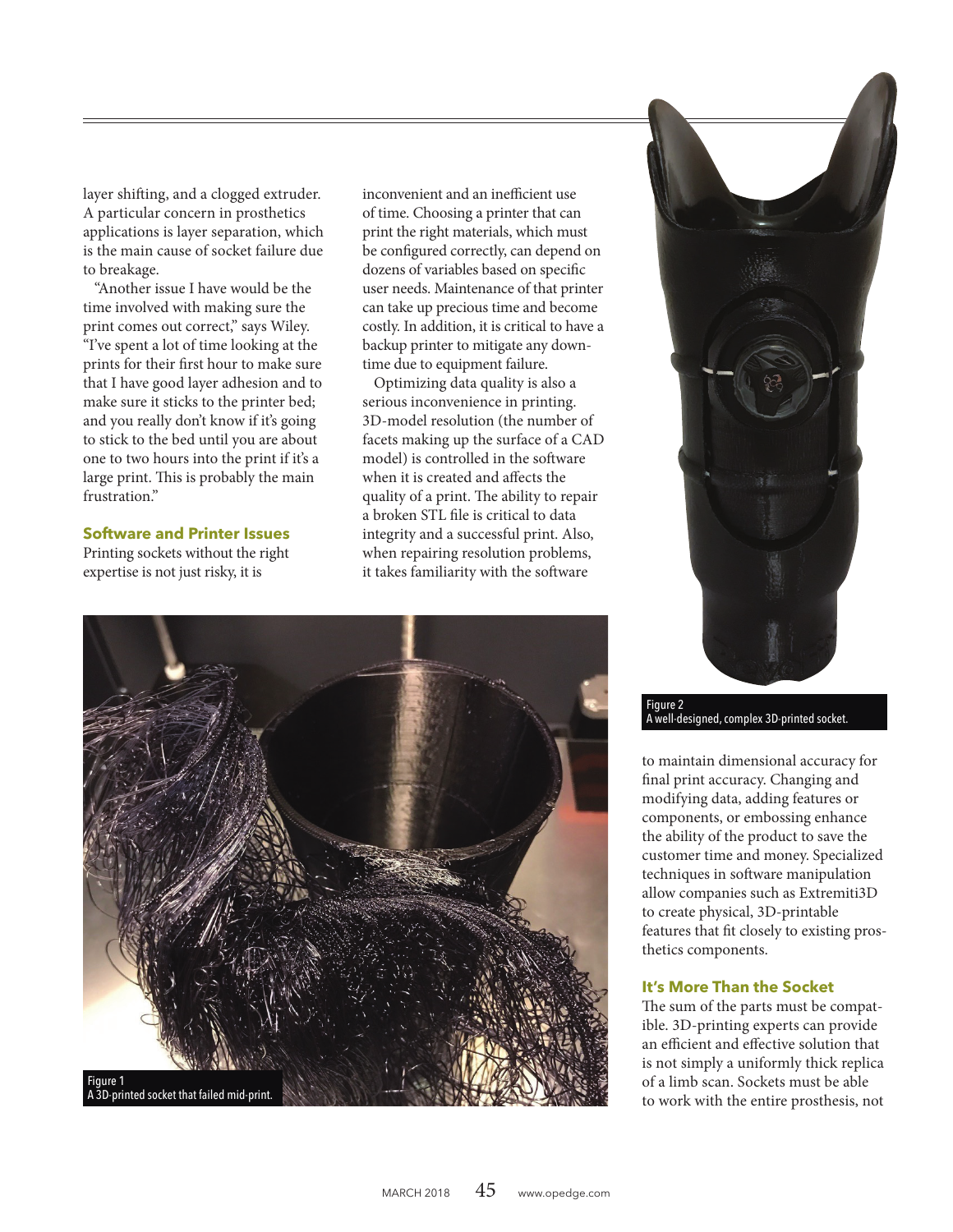layer shifting, and a clogged extruder. A particular concern in prosthetics applications is layer separation, which is the main cause of socket failure due to breakage.

"Another issue I have would be the time involved with making sure the print comes out correct," says Wiley. "I've spent a lot of time looking at the prints for their first hour to make sure that I have good layer adhesion and to make sure it sticks to the printer bed; and you really don't know if it's going to stick to the bed until you are about one to two hours into the print if it's a large print. This is probably the main frustration."

### Software and Printer Issues

Printing sockets without the right expertise is not just risky, it is inconvenient and an inefficient use of time. Choosing a printer that can print the right materials, which must be configured correctly, can depend on dozens of variables based on specific user needs. Maintenance of that printer can take up precious time and become costly. In addition, it is critical to have a backup printer to mitigate any downtime due to equipment failure.

Optimizing data quality is also a serious inconvenience in printing. 3D-model resolution (the number of facets making up the surface of a CAD model) is controlled in the software when it is created and affects the quality of a print. The ability to repair a broken STL file is critical to data integrity and a successful print. Also, when repairing resolution problems, it takes familiarity with the software to maintain dimensional accuracy for final print accuracy. Changing and modifying data, adding features or components, or embossing enhance the ability of the product to save the customer time and money. Specialized techniques in software manipulation allow companies such as Extremiti3D to create physical, 3D-printable features that fit closely to existing prosthetics components.

Figure 1
A 3D-printed socket that failed mid-print.

Figure 2
A well-designed, complex 3D-printed socket.

### It's More Than the Socket

The sum of the parts must be compatible. 3D-printing experts can provide an efficient and effective solution that is not simply a uniformly thick replica of a limb scan. Sockets must be able to work with the entire prosthesis, not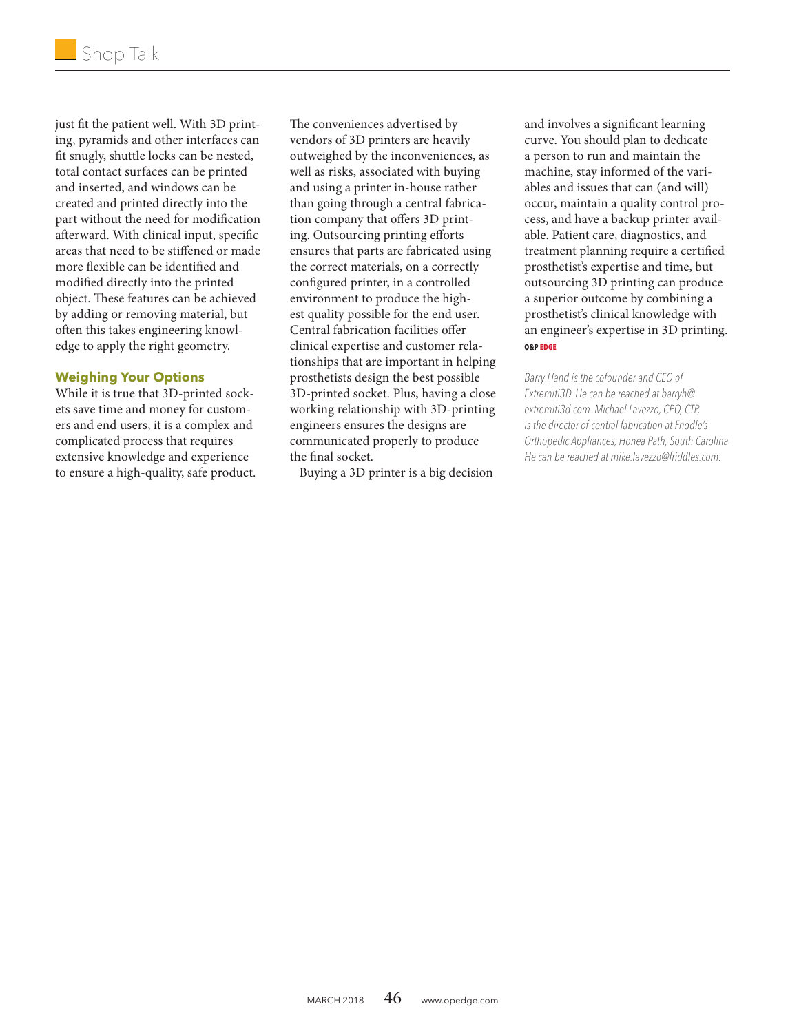just fit the patient well. With 3D printing, pyramids and other interfaces can fit snugly, shuttle locks can be nested, total contact surfaces can be printed and inserted, and windows can be created and printed directly into the part without the need for modification afterward. With clinical input, specific areas that need to be stiffened or made more flexible can be identified and modified directly into the printed object. These features can be achieved by adding or removing material, but often this takes engineering knowledge to apply the right geometry.

### Weighing Your Options

While it is true that 3D-printed sockets save time and money for customers and end users, it is a complex and complicated process that requires extensive knowledge and experience to ensure a high-quality, safe product. The conveniences advertised by vendors of 3D printers are heavily outweighed by the inconveniences, as well as risks, associated with buying and using a printer in-house rather than going through a central fabrication company that offers 3D printing. Outsourcing printing efforts ensures that parts are fabricated using the correct materials, on a correctly configured printer, in a controlled environment to produce the highest quality possible for the end user. Central fabrication facilities offer clinical expertise and customer relationships that are important in helping prosthetists design the best possible 3D-printed socket. Plus, having a close working relationship with 3D-printing engineers ensures the designs are communicated properly to produce the final socket.

Buying a 3D printer is a big decision and involves a significant learning curve. You should plan to dedicate a person to run and maintain the machine, stay informed of the variables and issues that can (and will) occur, maintain a quality control process, and have a backup printer available. Patient care, diagnostics, and treatment planning require a certified prosthetist's expertise and time, but outsourcing 3D printing can produce a superior outcome by combining a prosthetist's clinical knowledge with an engineer's expertise in 3D printing. **O&P EDGE**

*Barry Hand is the cofounder and CEO of Extremiti3D. He can be reached at barryh@extremiti3d.com. Michael Lavezzo, CPO, CTP, is the director of central fabrication at Friddle's Orthopedic Appliances, Honea Path, South Carolina. He can be reached at mike.lavezzo@friddles.com.*